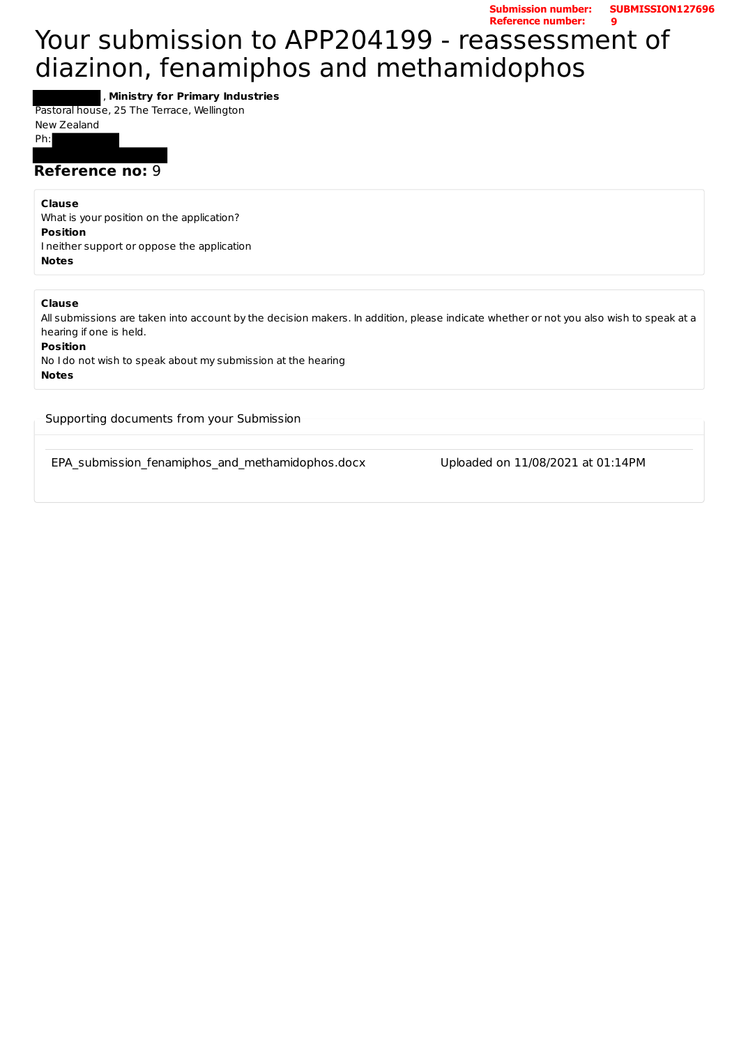**Submission number:** SUBMISSION127696
**Reference number:** 9

# Your submission to APP204199 - reassessment of diazinon, fenamiphos and methamidophos

, **Ministry for Primary Industries**
Pastoral house, 25 The Terrace, Wellington
New Zealand
Ph:

**Reference no:** 9

**Clause**
What is your position on the application?
**Position**
I neither support or oppose the application
**Notes**

**Clause**
All submissions are taken into account by the decision makers. In addition, please indicate whether or not you also wish to speak at a hearing if one is held.
**Position**
No I do not wish to speak about my submission at the hearing
**Notes**

Supporting documents from your Submission

| | |
|---|---|
| EPA_submission_fenamiphos_and_methamidophos.docx | Uploaded on 11/08/2021 at 01:14PM |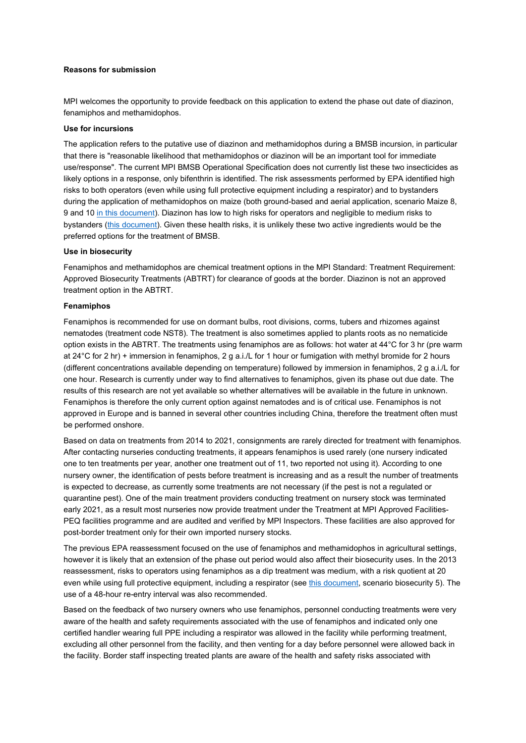**Reasons for submission**

MPI welcomes the opportunity to provide feedback on this application to extend the phase out date of diazinon, fenamiphos and methamidophos.

**Use for incursions**

The application refers to the putative use of diazinon and methamidophos during a BMSB incursion, in particular that there is "reasonable likelihood that methamidophos or diazinon will be an important tool for immediate use/response". The current MPI BMSB Operational Specification does not currently list these two insecticides as likely options in a response, only bifenthrin is identified. The risk assessments performed by EPA identified high risks to both operators (even while using full protective equipment including a respirator) and to bystanders during the application of methamidophos on maize (both ground-based and aerial application, scenario Maize 8, 9 and 10 in this document). Diazinon has low to high risks for operators and negligible to medium risks to bystanders (this document). Given these health risks, it is unlikely these two active ingredients would be the preferred options for the treatment of BMSB.

**Use in biosecurity**

Fenamiphos and methamidophos are chemical treatment options in the MPI Standard: Treatment Requirement: Approved Biosecurity Treatments (ABTRT) for clearance of goods at the border. Diazinon is not an approved treatment option in the ABTRT.

**Fenamiphos**

Fenamiphos is recommended for use on dormant bulbs, root divisions, corms, tubers and rhizomes against nematodes (treatment code NST8). The treatment is also sometimes applied to plants roots as no nematicide option exists in the ABTRT. The treatments using fenamiphos are as follows: hot water at 44°C for 3 hr (pre warm at 24°C for 2 hr) + immersion in fenamiphos, 2 g a.i./L for 1 hour or fumigation with methyl bromide for 2 hours (different concentrations available depending on temperature) followed by immersion in fenamiphos, 2 g a.i./L for one hour. Research is currently under way to find alternatives to fenamiphos, given its phase out due date. The results of this research are not yet available so whether alternatives will be available in the future in unknown. Fenamiphos is therefore the only current option against nematodes and is of critical use. Fenamiphos is not approved in Europe and is banned in several other countries including China, therefore the treatment often must be performed onshore.

Based on data on treatments from 2014 to 2021, consignments are rarely directed for treatment with fenamiphos. After contacting nurseries conducting treatments, it appears fenamiphos is used rarely (one nursery indicated one to ten treatments per year, another one treatment out of 11, two reported not using it). According to one nursery owner, the identification of pests before treatment is increasing and as a result the number of treatments is expected to decrease, as currently some treatments are not necessary (if the pest is not a regulated or quarantine pest). One of the main treatment providers conducting treatment on nursery stock was terminated early 2021, as a result most nurseries now provide treatment under the Treatment at MPI Approved Facilities-PEQ facilities programme and are audited and verified by MPI Inspectors. These facilities are also approved for post-border treatment only for their own imported nursery stocks.

The previous EPA reassessment focused on the use of fenamiphos and methamidophos in agricultural settings, however it is likely that an extension of the phase out period would also affect their biosecurity uses. In the 2013 reassessment, risks to operators using fenamiphos as a dip treatment was medium, with a risk quotient at 20 even while using full protective equipment, including a respirator (see this document, scenario biosecurity 5). The use of a 48-hour re-entry interval was also recommended.

Based on the feedback of two nursery owners who use fenamiphos, personnel conducting treatments were very aware of the health and safety requirements associated with the use of fenamiphos and indicated only one certified handler wearing full PPE including a respirator was allowed in the facility while performing treatment, excluding all other personnel from the facility, and then venting for a day before personnel were allowed back in the facility. Border staff inspecting treated plants are aware of the health and safety risks associated with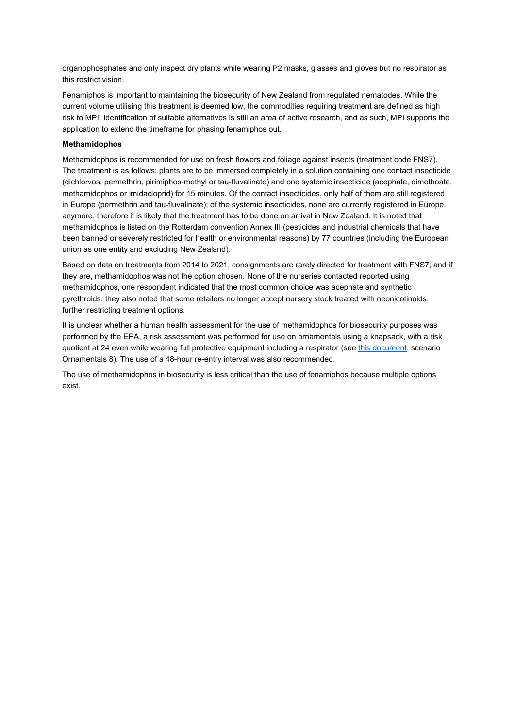organophosphates and only inspect dry plants while wearing P2 masks, glasses and gloves but no respirator as this restrict vision.

Fenamiphos is important to maintaining the biosecurity of New Zealand from regulated nematodes. While the current volume utilising this treatment is deemed low, the commodities requiring treatment are defined as high risk to MPI. Identification of suitable alternatives is still an area of active research, and as such, MPI supports the application to extend the timeframe for phasing fenamiphos out.

**Methamidophos**

Methamidophos is recommended for use on fresh flowers and foliage against insects (treatment code FNS7). The treatment is as follows: plants are to be immersed completely in a solution containing one contact insecticide (dichlorvos, permethrin, pirimiphos-methyl or tau-fluvalinate) and one systemic insecticide (acephate, dimethoate, methamidophos or imidacloprid) for 15 minutes. Of the contact insecticides, only half of them are still registered in Europe (permethrin and tau-fluvalinate); of the systemic insecticides, none are currently registered in Europe. anymore, therefore it is likely that the treatment has to be done on arrival in New Zealand. It is noted that methamidophos is listed on the Rotterdam convention Annex III (pesticides and industrial chemicals that have been banned or severely restricted for health or environmental reasons) by 77 countries (including the European union as one entity and excluding New Zealand).

Based on data on treatments from 2014 to 2021, consignments are rarely directed for treatment with FNS7, and if they are, methamidophos was not the option chosen. None of the nurseries contacted reported using methamidophos, one respondent indicated that the most common choice was acephate and synthetic pyrethroids, they also noted that some retailers no longer accept nursery stock treated with neonicotinoids, further restricting treatment options.

It is unclear whether a human health assessment for the use of methamidophos for biosecurity purposes was performed by the EPA, a risk assessment was performed for use on ornamentals using a knapsack, with a risk quotient at 24 even while wearing full protective equipment including a respirator (see this document, scenario Ornamentals 8). The use of a 48-hour re-entry interval was also recommended.

The use of methamidophos in biosecurity is less critical than the use of fenamiphos because multiple options exist.